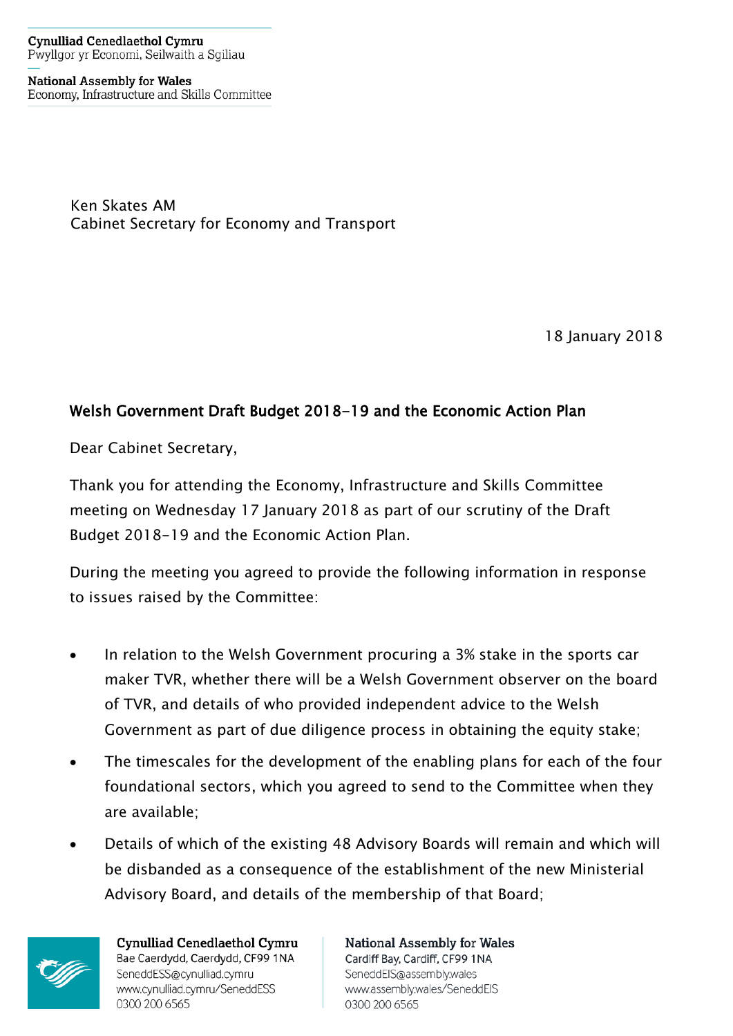Cynulliad Cenedlaethol Cymru
Pwyllgor yr Economi, Seilwaith a Sgiliau

National Assembly for Wales
Economy, Infrastructure and Skills Committee

Ken Skates AM
Cabinet Secretary for Economy and Transport

18 January 2018

**Welsh Government Draft Budget 2018-19 and the Economic Action Plan**

Dear Cabinet Secretary,

Thank you for attending the Economy, Infrastructure and Skills Committee meeting on Wednesday 17 January 2018 as part of our scrutiny of the Draft Budget 2018-19 and the Economic Action Plan.

During the meeting you agreed to provide the following information in response to issues raised by the Committee:

- In relation to the Welsh Government procuring a 3% stake in the sports car maker TVR, whether there will be a Welsh Government observer on the board of TVR, and details of who provided independent advice to the Welsh Government as part of due diligence process in obtaining the equity stake;
- The timescales for the development of the enabling plans for each of the four foundational sectors, which you agreed to send to the Committee when they are available;
- Details of which of the existing 48 Advisory Boards will remain and which will be disbanded as a consequence of the establishment of the new Ministerial Advisory Board, and details of the membership of that Board;

Cynulliad Cenedlaethol Cymru
Bae Caerdydd, Caerdydd, CF99 1NA
SeneddESS@cynulliad.cymru
www.cynulliad.cymru/SeneddESS
0300 200 6565

National Assembly for Wales
Cardiff Bay, Cardiff, CF99 1NA
SeneddEIS@assembly.wales
www.assembly.wales/SeneddEIS
0300 200 6565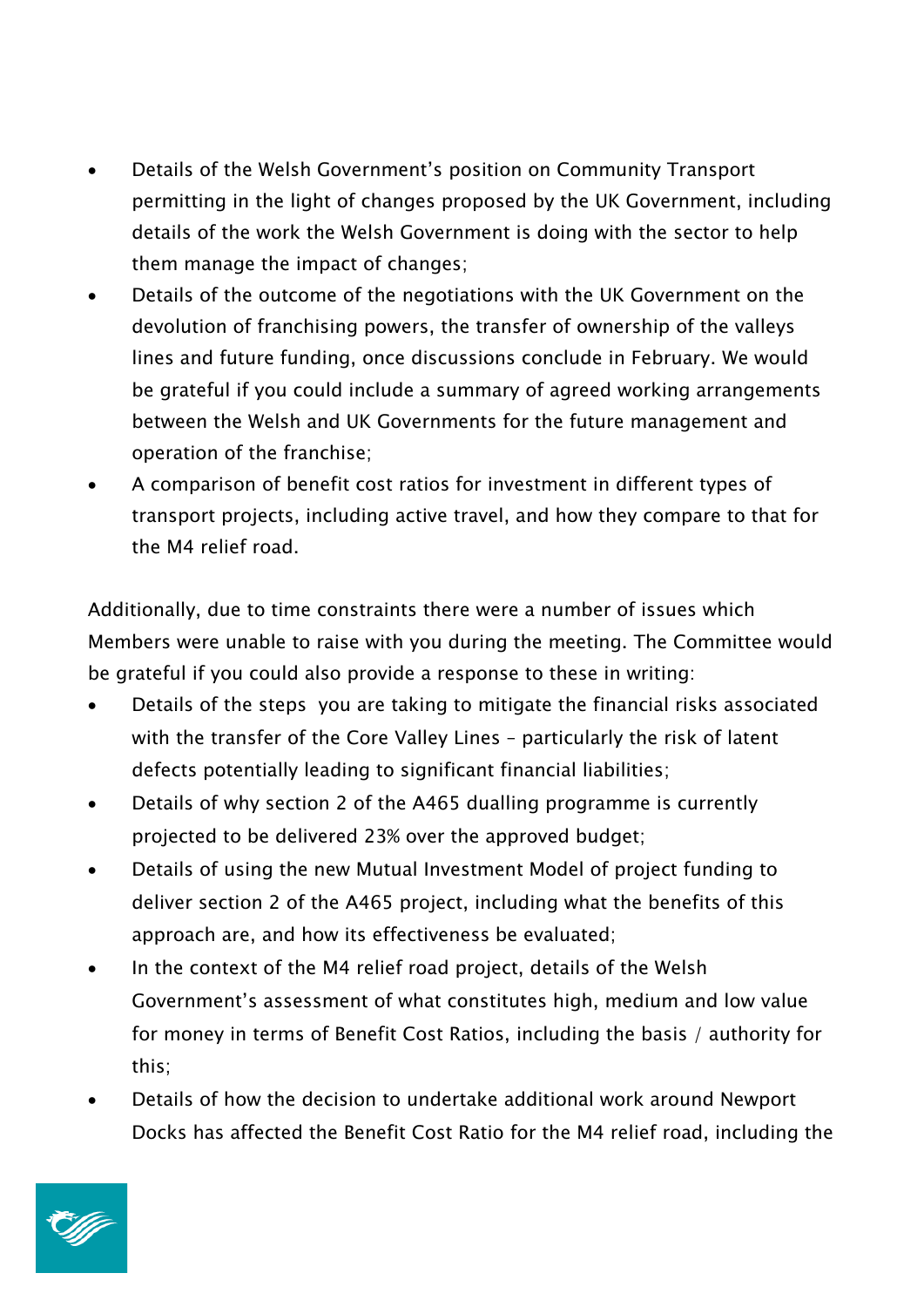- Details of the Welsh Government's position on Community Transport permitting in the light of changes proposed by the UK Government, including details of the work the Welsh Government is doing with the sector to help them manage the impact of changes;
- Details of the outcome of the negotiations with the UK Government on the devolution of franchising powers, the transfer of ownership of the valleys lines and future funding, once discussions conclude in February. We would be grateful if you could include a summary of agreed working arrangements between the Welsh and UK Governments for the future management and operation of the franchise;
- A comparison of benefit cost ratios for investment in different types of transport projects, including active travel, and how they compare to that for the M4 relief road.

Additionally, due to time constraints there were a number of issues which Members were unable to raise with you during the meeting. The Committee would be grateful if you could also provide a response to these in writing:

- Details of the steps you are taking to mitigate the financial risks associated with the transfer of the Core Valley Lines – particularly the risk of latent defects potentially leading to significant financial liabilities;
- Details of why section 2 of the A465 dualling programme is currently projected to be delivered 23% over the approved budget;
- Details of using the new Mutual Investment Model of project funding to deliver section 2 of the A465 project, including what the benefits of this approach are, and how its effectiveness be evaluated;
- In the context of the M4 relief road project, details of the Welsh Government's assessment of what constitutes high, medium and low value for money in terms of Benefit Cost Ratios, including the basis / authority for this;
- Details of how the decision to undertake additional work around Newport Docks has affected the Benefit Cost Ratio for the M4 relief road, including the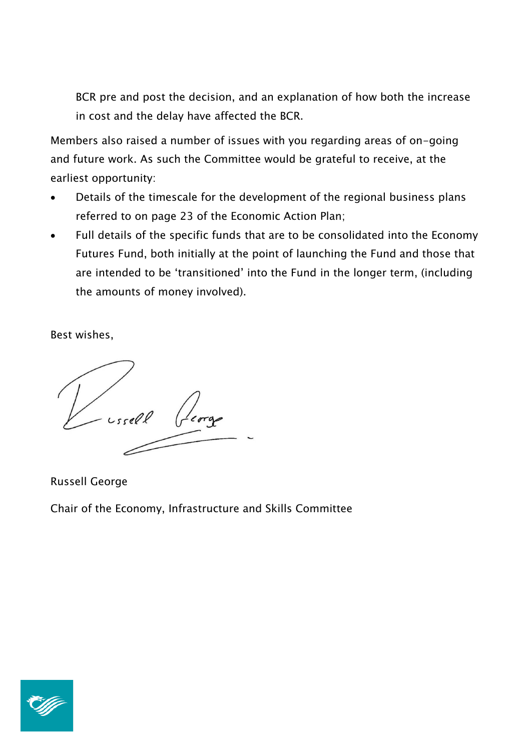BCR pre and post the decision, and an explanation of how both the increase in cost and the delay have affected the BCR.

Members also raised a number of issues with you regarding areas of on-going and future work. As such the Committee would be grateful to receive, at the earliest opportunity:

- Details of the timescale for the development of the regional business plans referred to on page 23 of the Economic Action Plan;
- Full details of the specific funds that are to be consolidated into the Economy Futures Fund, both initially at the point of launching the Fund and those that are intended to be 'transitioned' into the Fund in the longer term, (including the amounts of money involved).

Best wishes,

Russell George

Chair of the Economy, Infrastructure and Skills Committee